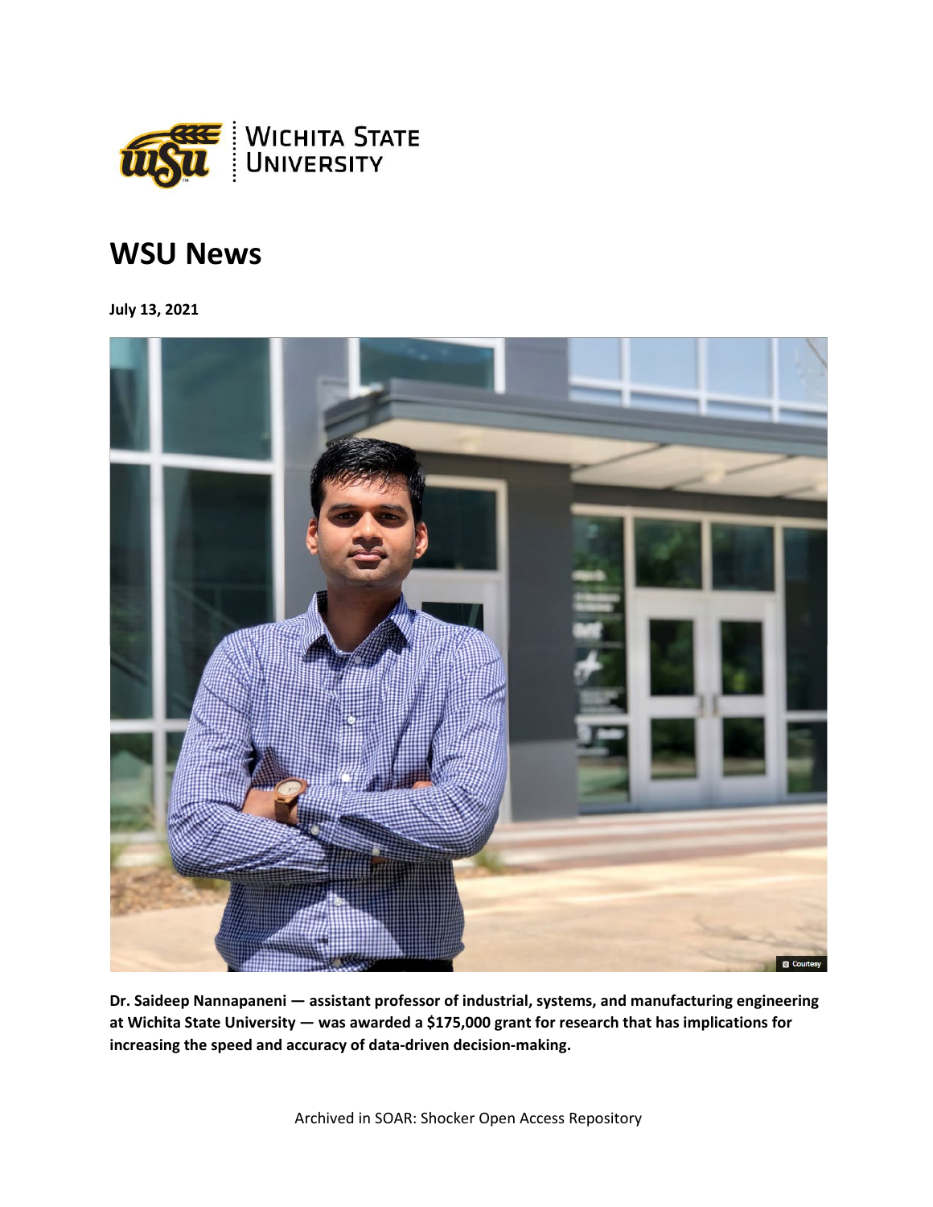# WSU News

**July 13, 2021**

**Dr. Saideep Nannapaneni — assistant professor of industrial, systems, and manufacturing engineering at Wichita State University — was awarded a $175,000 grant for research that has implications for increasing the speed and accuracy of data-driven decision-making.**

Archived in SOAR: Shocker Open Access Repository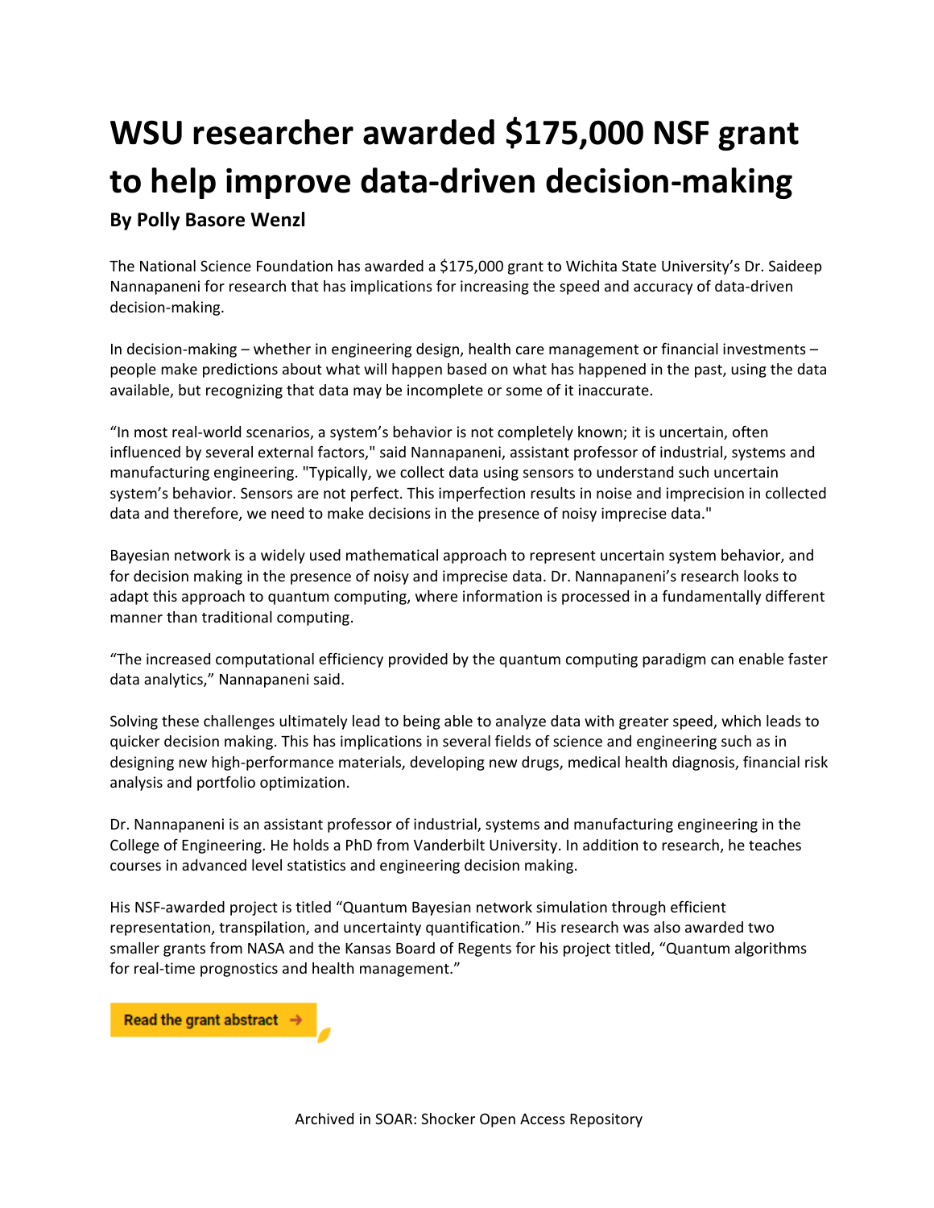# WSU researcher awarded $175,000 NSF grant to help improve data-driven decision-making

**By Polly Basore Wenzl**

The National Science Foundation has awarded a $175,000 grant to Wichita State University's Dr. Saideep Nannapaneni for research that has implications for increasing the speed and accuracy of data-driven decision-making.

In decision-making – whether in engineering design, health care management or financial investments – people make predictions about what will happen based on what has happened in the past, using the data available, but recognizing that data may be incomplete or some of it inaccurate.

"In most real-world scenarios, a system's behavior is not completely known; it is uncertain, often influenced by several external factors," said Nannapaneni, assistant professor of industrial, systems and manufacturing engineering. "Typically, we collect data using sensors to understand such uncertain system's behavior. Sensors are not perfect. This imperfection results in noise and imprecision in collected data and therefore, we need to make decisions in the presence of noisy imprecise data."

Bayesian network is a widely used mathematical approach to represent uncertain system behavior, and for decision making in the presence of noisy and imprecise data. Dr. Nannapaneni's research looks to adapt this approach to quantum computing, where information is processed in a fundamentally different manner than traditional computing.

"The increased computational efficiency provided by the quantum computing paradigm can enable faster data analytics," Nannapaneni said.

Solving these challenges ultimately lead to being able to analyze data with greater speed, which leads to quicker decision making. This has implications in several fields of science and engineering such as in designing new high-performance materials, developing new drugs, medical health diagnosis, financial risk analysis and portfolio optimization.

Dr. Nannapaneni is an assistant professor of industrial, systems and manufacturing engineering in the College of Engineering. He holds a PhD from Vanderbilt University. In addition to research, he teaches courses in advanced level statistics and engineering decision making.

His NSF-awarded project is titled "Quantum Bayesian network simulation through efficient representation, transpilation, and uncertainty quantification." His research was also awarded two smaller grants from NASA and the Kansas Board of Regents for his project titled, "Quantum algorithms for real-time prognostics and health management."

Read the grant abstract →

Archived in SOAR: Shocker Open Access Repository